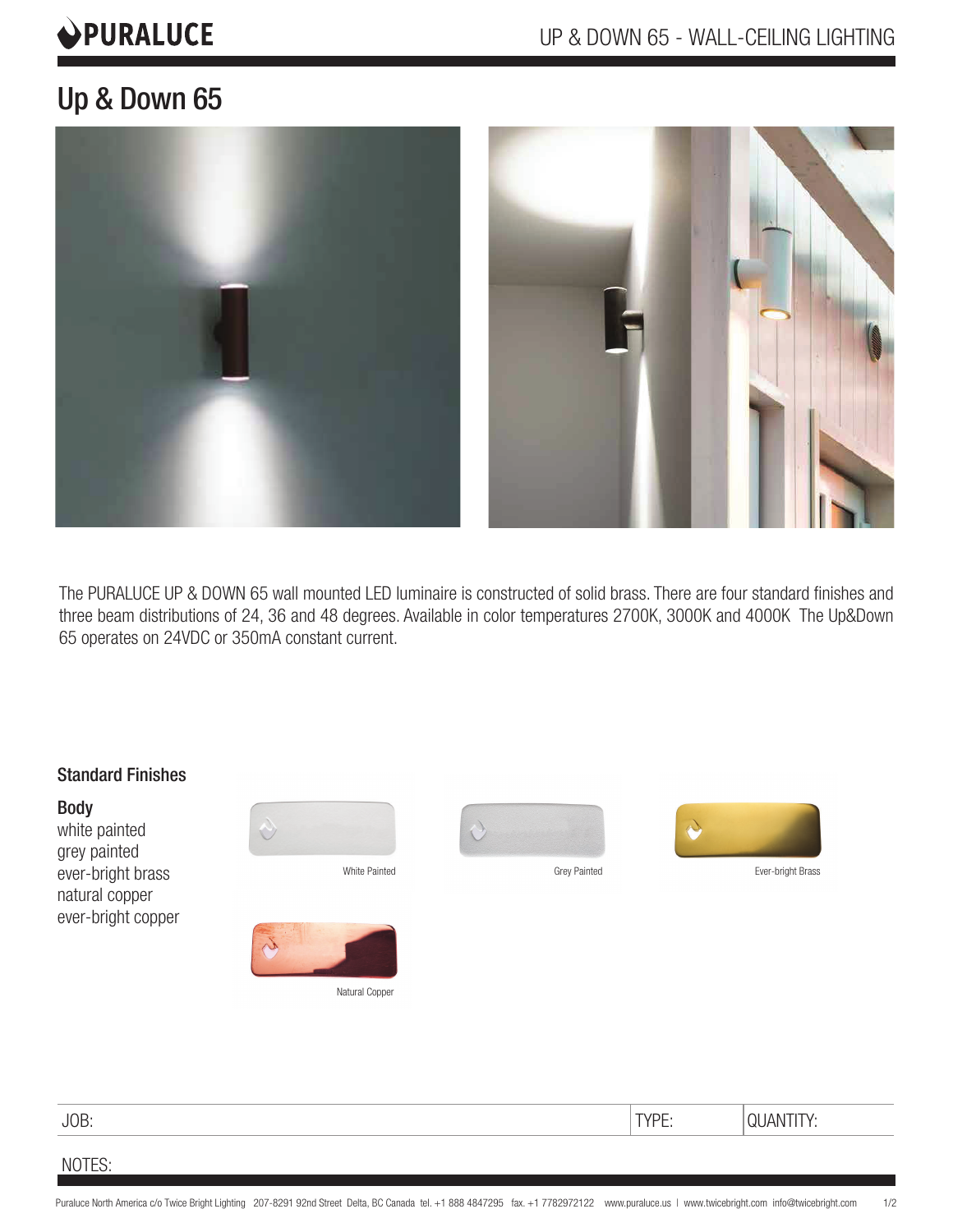# Up & Down 65

The PURALUCE UP & DOWN 65 wall mounted LED luminaire is constructed of solid brass. There are four standard finishes and three beam distributions of 24, 36 and 48 degrees. Available in color temperatures 2700K, 3000K and 4000K The Up&Down 65 operates on 24VDC or 350mA constant current.

## Standard Finishes

### Body

white painted
grey painted
ever-bright brass
natural copper
ever-bright copper

White Painted

Grey Painted

Ever-bright Brass

Natural Copper

| JOB: | TYPE: | QUANTITY: |
| --- | --- | --- |

NOTES:

Puraluce North America c/o Twice Bright Lighting 207-8291 92nd Street Delta, BC Canada tel. +1 888 4847295 fax. +1 7782972122 www.puraluce.us | www.twicebright.com info@twicebright.com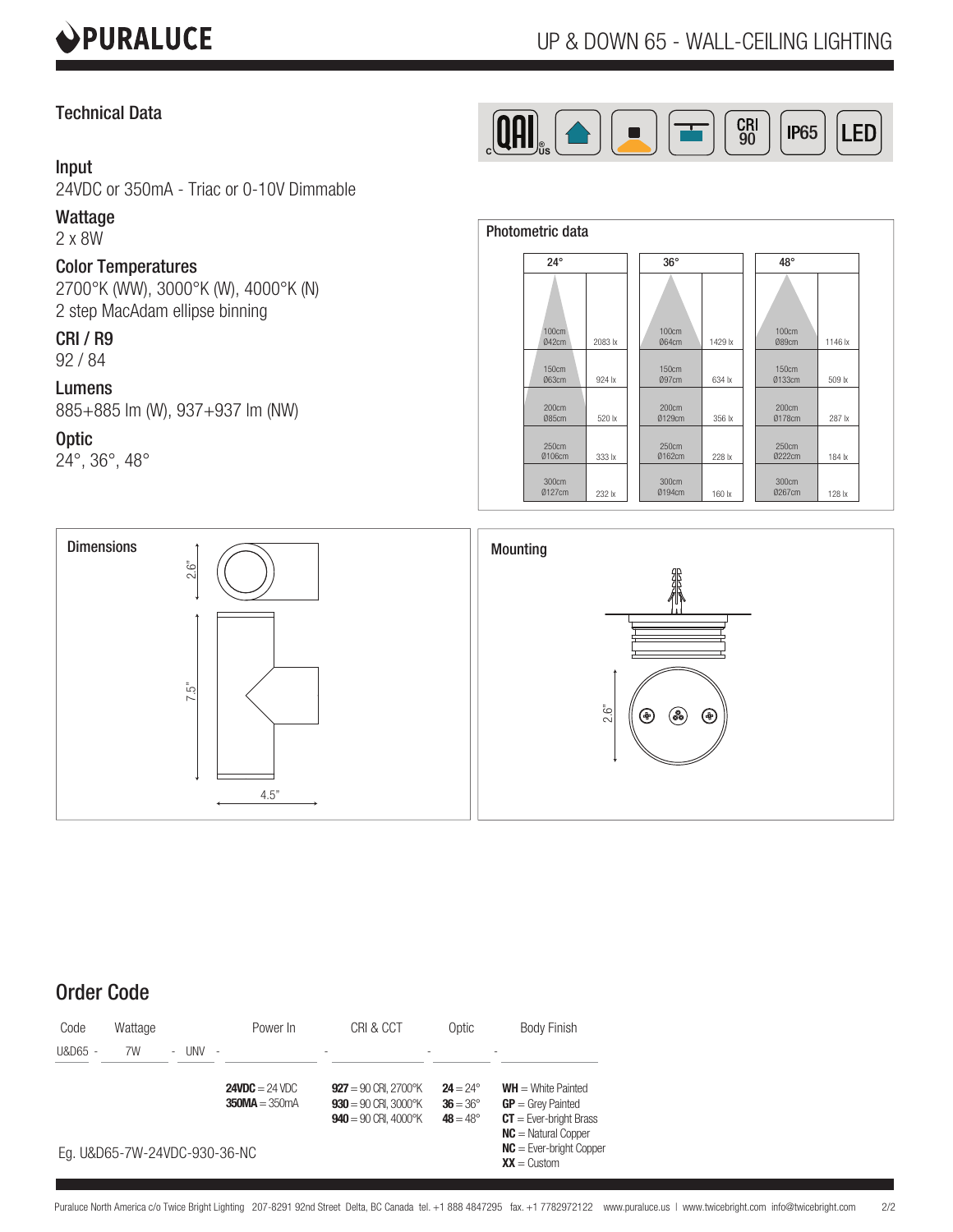# UP & DOWN 65 - WALL-CEILING LIGHTING

## Technical Data

### Input
24VDC or 350mA - Triac or 0-10V Dimmable

### Wattage
2 x 8W

### Color Temperatures
2700°K (WW), 3000°K (W), 4000°K (N)
2 step MacAdam ellipse binning

### CRI / R9
92 / 84

### Lumens
885+885 lm (W), 937+937 lm (NW)

### Optic
24°, 36°, 48°

CRI 90 IP65 LED

## Photometric data

| 24° | | 36° | | 48° | |
|---|---|---|---|---|---|
| 100cm Ø42cm | 2083 lx | 100cm Ø64cm | 1429 lx | 100cm Ø89cm | 1146 lx |
| 150cm Ø63cm | 924 lx | 150cm Ø97cm | 634 lx | 150cm Ø133cm | 509 lx |
| 200cm Ø85cm | 520 lx | 200cm Ø129cm | 356 lx | 200cm Ø178cm | 287 lx |
| 250cm Ø106cm | 333 lx | 250cm Ø162cm | 228 lx | 250cm Ø222cm | 184 lx |
| 300cm Ø127cm | 232 lx | 300cm Ø194cm | 160 lx | 300cm Ø267cm | 128 lx |

## Dimensions

2.6"
7.5"
4.5"

## Mounting

2.6"

## Order Code

| Code | Wattage | | Power In | CRI & CCT | Optic | Body Finish |
|---|---|---|---|---|---|---|
| U&D65 - | 7W | - UNV - | | - | - | - |
| | | | **24VDC** = 24 VDC<br>**350MA** = 350mA | **927** = 90 CRI, 2700°K<br>**930** = 90 CRI, 3000°K<br>**940** = 90 CRI, 4000°K | **24** = 24°<br>**36** = 36°<br>**48** = 48° | **WH** = White Painted<br>**GP** = Grey Painted<br>**CT** = Ever-bright Brass<br>**NC** = Natural Copper<br>**NC** = Ever-bright Copper<br>**XX** = Custom |

Eg. U&D65-7W-24VDC-930-36-NC

Puraluce North America c/o Twice Bright Lighting 207-8291 92nd Street Delta, BC Canada tel. +1 888 4847295 fax. +1 7782972122 www.puraluce.us | www.twicebright.com info@twicebright.com